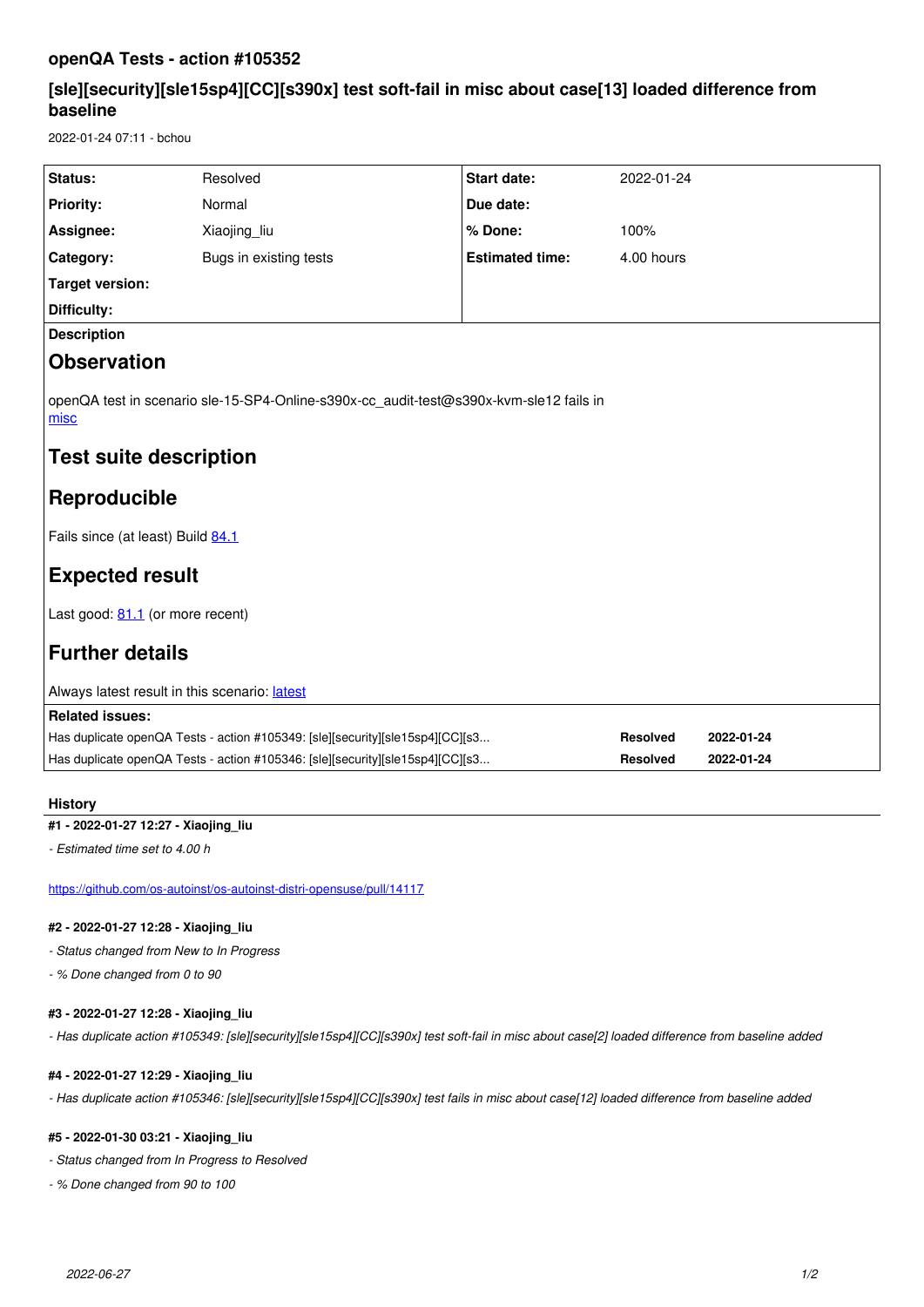# openQA Tests - action #105352

## [sle][security][sle15sp4][CC][s390x] test soft-fail in misc about case[13] loaded difference from baseline

2022-01-24 07:11 - bchou

| Status: | Resolved | Start date: | 2022-01-24 |
|---|---|---|---|
| Priority: | Normal | Due date: | |
| Assignee: | Xiaojing_liu | % Done: | 100% |
| Category: | Bugs in existing tests | Estimated time: | 4.00 hours |
| Target version: | | | |
| Difficulty: | | | |

**Description**

## Observation

openQA test in scenario sle-15-SP4-Online-s390x-cc_audit-test@s390x-kvm-sle12 fails in misc

## Test suite description

## Reproducible

Fails since (at least) Build 84.1

## Expected result

Last good: 81.1 (or more recent)

## Further details

Always latest result in this scenario: latest

**Related issues:**

| | | |
|---|---|---|
| Has duplicate openQA Tests - action #105349: [sle][security][sle15sp4][CC][s3... | Resolved | 2022-01-24 |
| Has duplicate openQA Tests - action #105346: [sle][security][sle15sp4][CC][s3... | Resolved | 2022-01-24 |

### History

#### #1 - 2022-01-27 12:27 - Xiaojing_liu

*- Estimated time set to 4.00 h*

https://github.com/os-autoinst/os-autoinst-distri-opensuse/pull/14117

#### #2 - 2022-01-27 12:28 - Xiaojing_liu

*- Status changed from New to In Progress*

*- % Done changed from 0 to 90*

#### #3 - 2022-01-27 12:28 - Xiaojing_liu

*- Has duplicate action #105349: [sle][security][sle15sp4][CC][s390x] test soft-fail in misc about case[2] loaded difference from baseline added*

#### #4 - 2022-01-27 12:29 - Xiaojing_liu

*- Has duplicate action #105346: [sle][security][sle15sp4][CC][s390x] test fails in misc about case[12] loaded difference from baseline added*

#### #5 - 2022-01-30 03:21 - Xiaojing_liu

*- Status changed from In Progress to Resolved*

*- % Done changed from 90 to 100*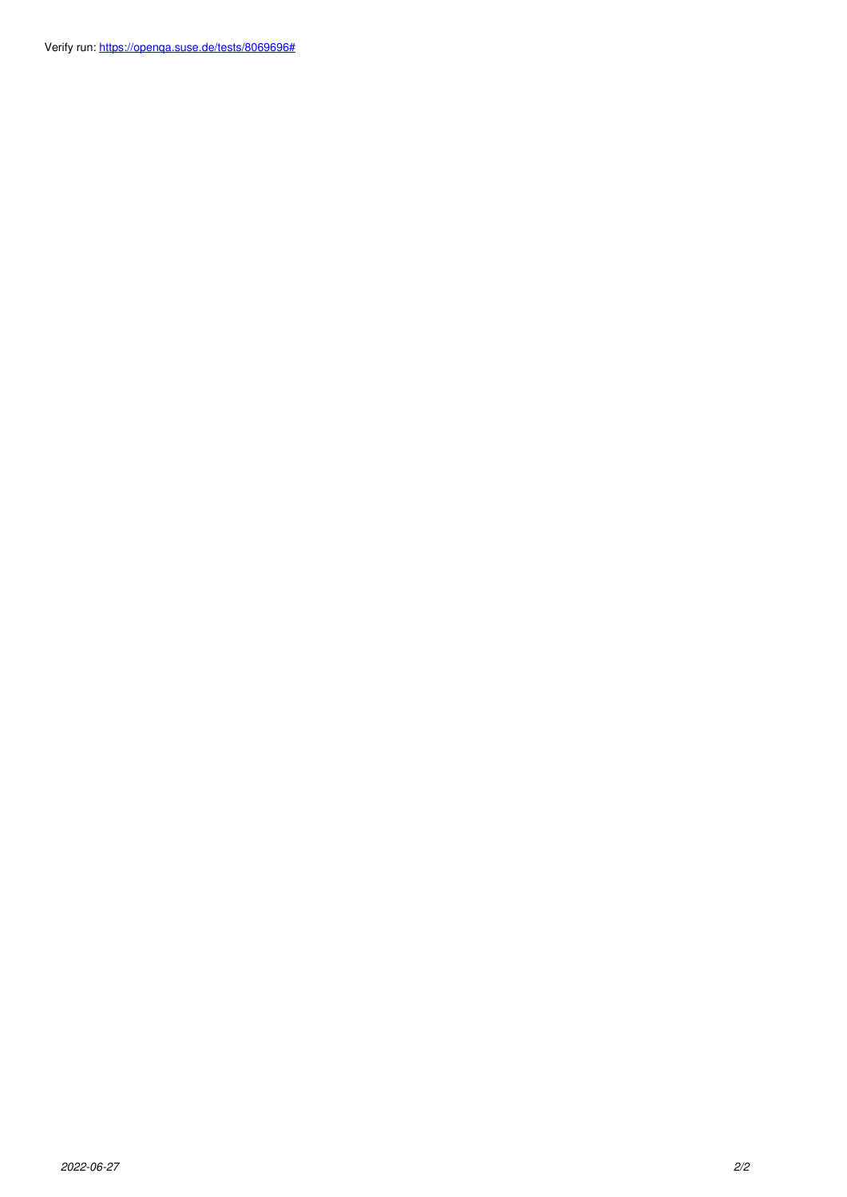Verify run: [https://openqa.suse.de/tests/8069696#](https://openqa.suse.de/tests/8069696#)